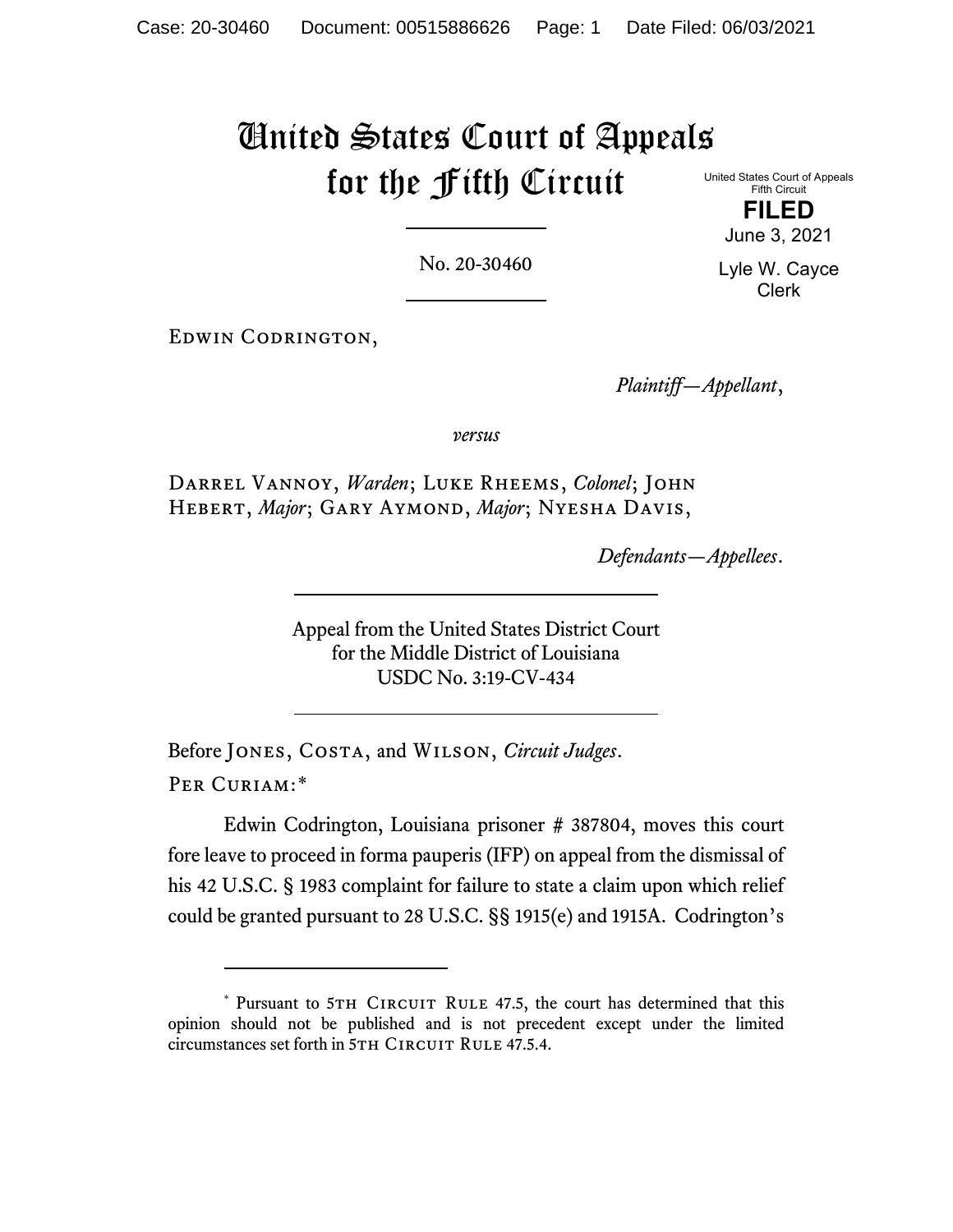# United States Court of Appeals for the Fifth Circuit

United States Court of Appeals
Fifth Circuit

**FILED**

June 3, 2021

Lyle W. Cayce
Clerk

No. 20-30460

---

Edwin Codrington,

*Plaintiff—Appellant*,

*versus*

Darrel Vannoy, *Warden*; Luke Rheems, *Colonel*; John Hebert, *Major*; Gary Aymond, *Major*; Nyesha Davis,

*Defendants—Appellees*.

---

Appeal from the United States District Court
for the Middle District of Louisiana
USDC No. 3:19-CV-434

---

Before Jones, Costa, and Wilson, *Circuit Judges*.

Per Curiam:*

Edwin Codrington, Louisiana prisoner # 387804, moves this court fore leave to proceed in forma pauperis (IFP) on appeal from the dismissal of his 42 U.S.C. § 1983 complaint for failure to state a claim upon which relief could be granted pursuant to 28 U.S.C. §§ 1915(e) and 1915A. Codrington's

---

\* Pursuant to 5th Circuit Rule 47.5, the court has determined that this opinion should not be published and is not precedent except under the limited circumstances set forth in 5th Circuit Rule 47.5.4.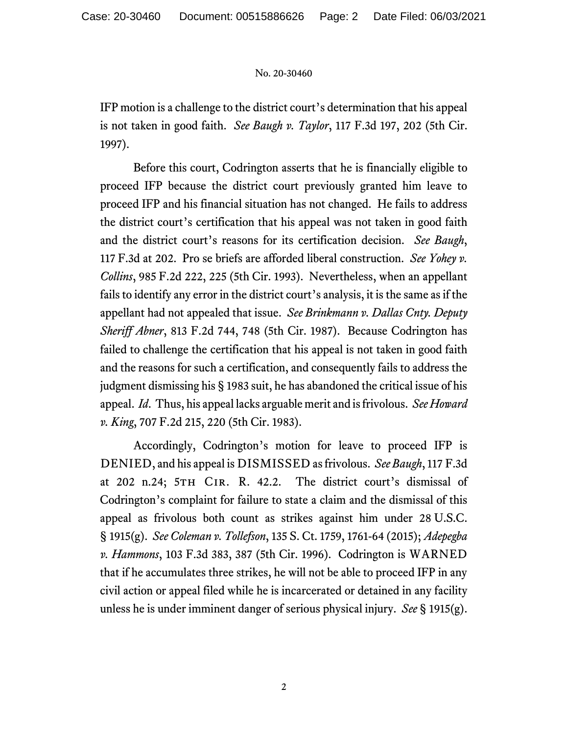IFP motion is a challenge to the district court's determination that his appeal is not taken in good faith. *See Baugh v. Taylor*, 117 F.3d 197, 202 (5th Cir. 1997).

Before this court, Codrington asserts that he is financially eligible to proceed IFP because the district court previously granted him leave to proceed IFP and his financial situation has not changed. He fails to address the district court's certification that his appeal was not taken in good faith and the district court's reasons for its certification decision. *See Baugh*, 117 F.3d at 202. Pro se briefs are afforded liberal construction. *See Yohey v. Collins*, 985 F.2d 222, 225 (5th Cir. 1993). Nevertheless, when an appellant fails to identify any error in the district court's analysis, it is the same as if the appellant had not appealed that issue. *See Brinkmann v. Dallas Cnty. Deputy Sheriff Abner*, 813 F.2d 744, 748 (5th Cir. 1987). Because Codrington has failed to challenge the certification that his appeal is not taken in good faith and the reasons for such a certification, and consequently fails to address the judgment dismissing his § 1983 suit, he has abandoned the critical issue of his appeal. *Id*. Thus, his appeal lacks arguable merit and is frivolous. *See Howard v. King*, 707 F.2d 215, 220 (5th Cir. 1983).

Accordingly, Codrington's motion for leave to proceed IFP is DENIED, and his appeal is DISMISSED as frivolous. *See Baugh*, 117 F.3d at 202 n.24; 5th Cir. R. 42.2. The district court's dismissal of Codrington's complaint for failure to state a claim and the dismissal of this appeal as frivolous both count as strikes against him under 28 U.S.C. § 1915(g). *See Coleman v. Tollefson*, 135 S. Ct. 1759, 1761-64 (2015); *Adepegba v. Hammons*, 103 F.3d 383, 387 (5th Cir. 1996). Codrington is WARNED that if he accumulates three strikes, he will not be able to proceed IFP in any civil action or appeal filed while he is incarcerated or detained in any facility unless he is under imminent danger of serious physical injury. *See* § 1915(g).